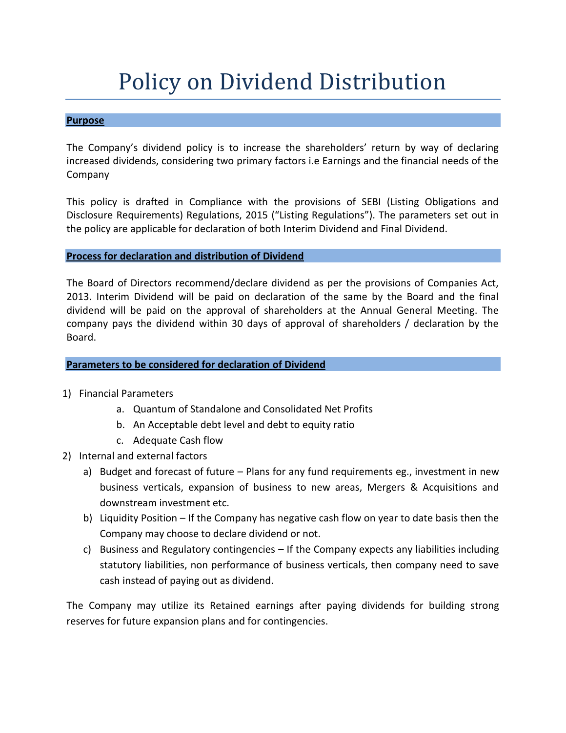# Policy on Dividend Distribution

## Purpose

The Company's dividend policy is to increase the shareholders' return by way of declaring increased dividends, considering two primary factors i.e Earnings and the financial needs of the Company

This policy is drafted in Compliance with the provisions of SEBI (Listing Obligations and Disclosure Requirements) Regulations, 2015 ("Listing Regulations"). The parameters set out in the policy are applicable for declaration of both Interim Dividend and Final Dividend.

## Process for declaration and distribution of Dividend

The Board of Directors recommend/declare dividend as per the provisions of Companies Act, 2013. Interim Dividend will be paid on declaration of the same by the Board and the final dividend will be paid on the approval of shareholders at the Annual General Meeting. The company pays the dividend within 30 days of approval of shareholders / declaration by the Board.

## Parameters to be considered for declaration of Dividend

1) Financial Parameters
   a. Quantum of Standalone and Consolidated Net Profits
   b. An Acceptable debt level and debt to equity ratio
   c. Adequate Cash flow
2) Internal and external factors
   a) Budget and forecast of future – Plans for any fund requirements eg., investment in new business verticals, expansion of business to new areas, Mergers & Acquisitions and downstream investment etc.
   b) Liquidity Position – If the Company has negative cash flow on year to date basis then the Company may choose to declare dividend or not.
   c) Business and Regulatory contingencies – If the Company expects any liabilities including statutory liabilities, non performance of business verticals, then company need to save cash instead of paying out as dividend.

The Company may utilize its Retained earnings after paying dividends for building strong reserves for future expansion plans and for contingencies.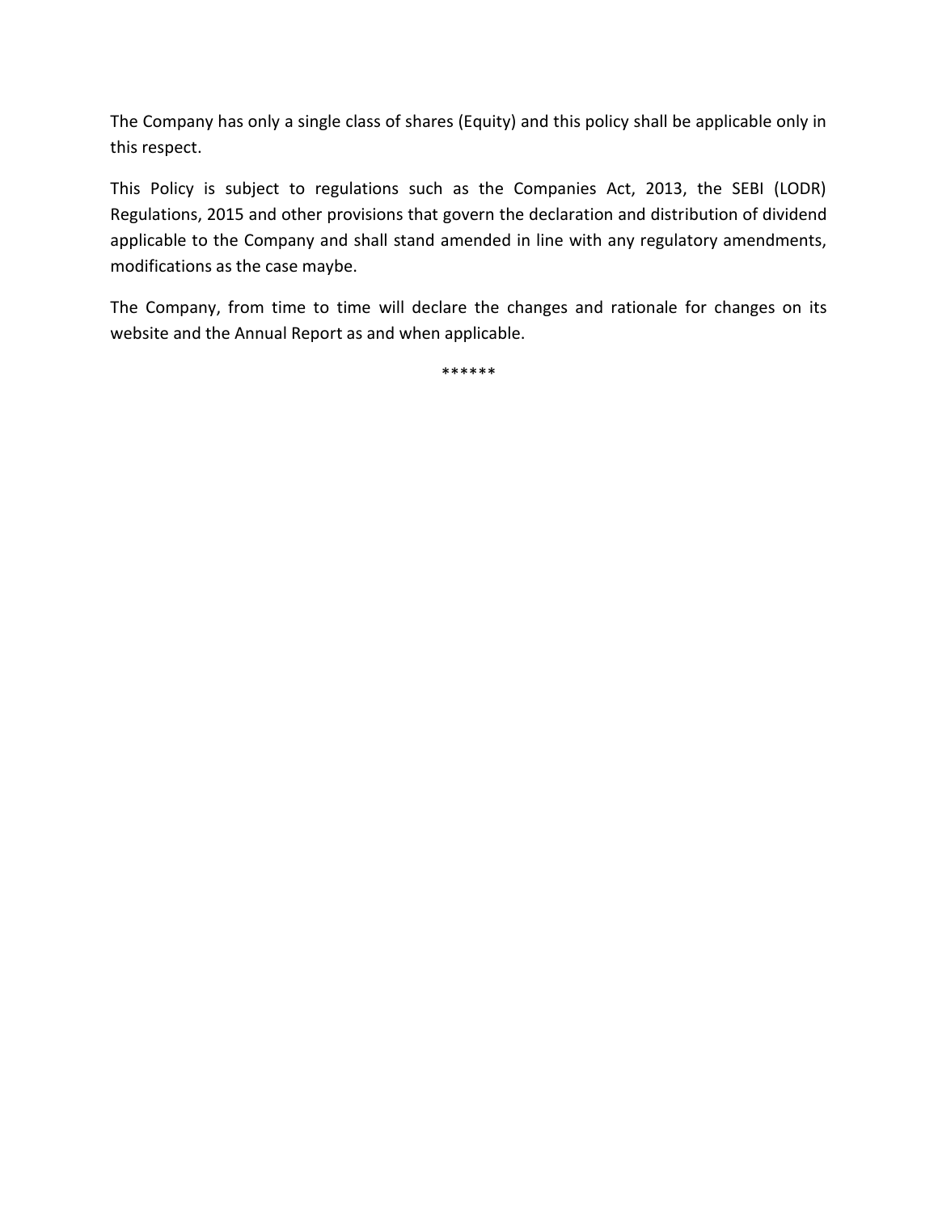The Company has only a single class of shares (Equity) and this policy shall be applicable only in this respect.

This Policy is subject to regulations such as the Companies Act, 2013, the SEBI (LODR) Regulations, 2015 and other provisions that govern the declaration and distribution of dividend applicable to the Company and shall stand amended in line with any regulatory amendments, modifications as the case maybe.

The Company, from time to time will declare the changes and rationale for changes on its website and the Annual Report as and when applicable.

******